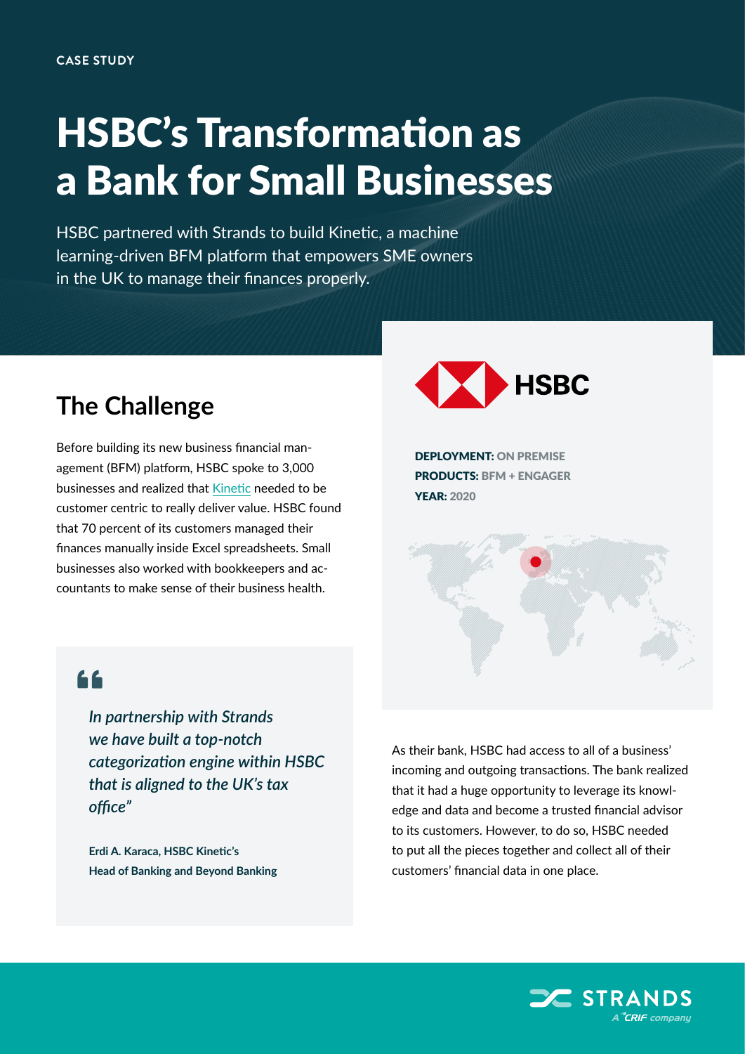CASE STUDY

# HSBC's Transformation as a Bank for Small Businesses

HSBC partnered with Strands to build Kinetic, a machine learning-driven BFM platform that empowers SME owners in the UK to manage their finances properly.

## The Challenge

Before building its new business financial management (BFM) platform, HSBC spoke to 3,000 businesses and realized that Kinetic needed to be customer centric to really deliver value. HSBC found that 70 percent of its customers managed their finances manually inside Excel spreadsheets. Small businesses also worked with bookkeepers and accountants to make sense of their business health.

> *In partnership with Strands we have built a top-notch categorization engine within HSBC that is aligned to the UK's tax office"*
>
> **Erdi A. Karaca, HSBC Kinetic's Head of Banking and Beyond Banking**

HSBC

**DEPLOYMENT:** ON PREMISE
**PRODUCTS:** BFM + ENGAGER
**YEAR:** 2020

As their bank, HSBC had access to all of a business' incoming and outgoing transactions. The bank realized that it had a huge opportunity to leverage its knowledge and data and become a trusted financial advisor to its customers. However, to do so, HSBC needed to put all the pieces together and collect all of their customers' financial data in one place.

STRANDS
A CRIF company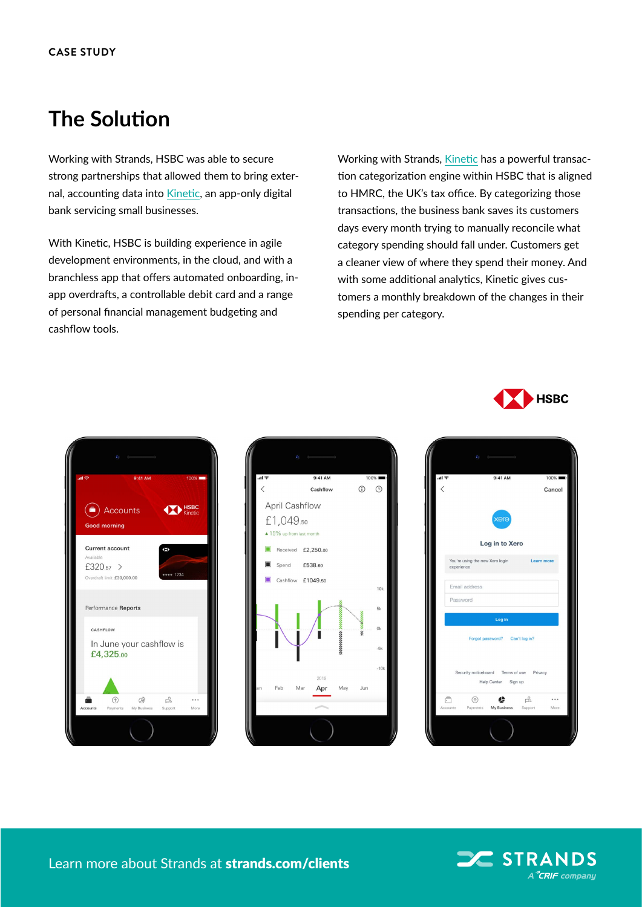CASE STUDY

# The Solution

Working with Strands, HSBC was able to secure strong partnerships that allowed them to bring external, accounting data into Kinetic, an app-only digital bank servicing small businesses.

With Kinetic, HSBC is building experience in agile development environments, in the cloud, and with a branchless app that offers automated onboarding, in-app overdrafts, a controllable debit card and a range of personal financial management budgeting and cashflow tools.

Working with Strands, Kinetic has a powerful transaction categorization engine within HSBC that is aligned to HMRC, the UK's tax office. By categorizing those transactions, the business bank saves its customers days every month trying to manually reconcile what category spending should fall under. Customers get a cleaner view of where they spend their money. And with some additional analytics, Kinetic gives customers a monthly breakdown of the changes in their spending per category.

Learn more about Strands at **strands.com/clients**